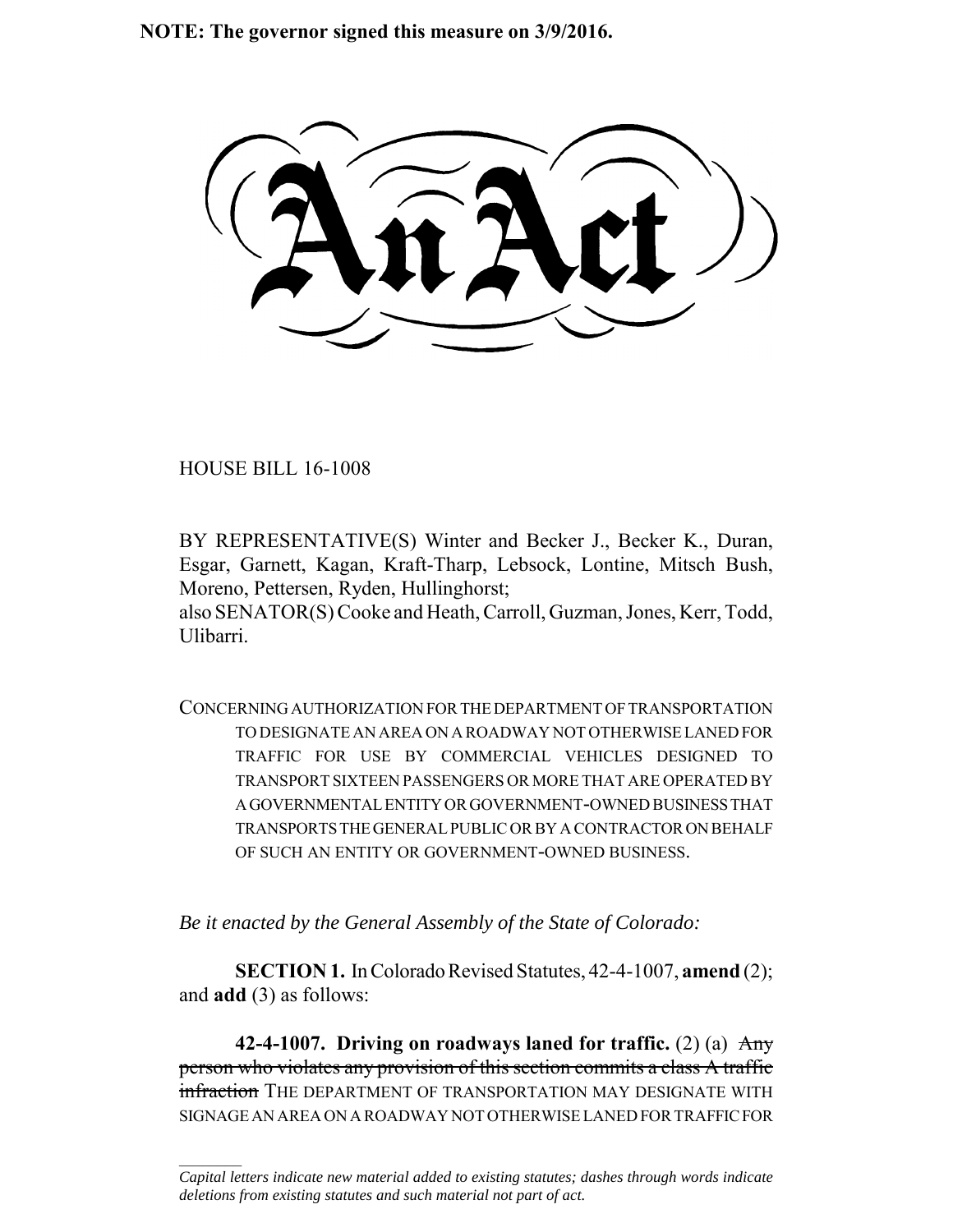**NOTE: The governor signed this measure on 3/9/2016.**

# An Act

HOUSE BILL 16-1008

BY REPRESENTATIVE(S) Winter and Becker J., Becker K., Duran, Esgar, Garnett, Kagan, Kraft-Tharp, Lebsock, Lontine, Mitsch Bush, Moreno, Pettersen, Ryden, Hullinghorst;
also SENATOR(S) Cooke and Heath, Carroll, Guzman, Jones, Kerr, Todd, Ulibarri.

CONCERNING AUTHORIZATION FOR THE DEPARTMENT OF TRANSPORTATION TO DESIGNATE AN AREA ON A ROADWAY NOT OTHERWISE LANED FOR TRAFFIC FOR USE BY COMMERCIAL VEHICLES DESIGNED TO TRANSPORT SIXTEEN PASSENGERS OR MORE THAT ARE OPERATED BY A GOVERNMENTAL ENTITY OR GOVERNMENT-OWNED BUSINESS THAT TRANSPORTS THE GENERAL PUBLIC OR BY A CONTRACTOR ON BEHALF OF SUCH AN ENTITY OR GOVERNMENT-OWNED BUSINESS.

*Be it enacted by the General Assembly of the State of Colorado:*

**SECTION 1.** In Colorado Revised Statutes, 42-4-1007, **amend** (2); and **add** (3) as follows:

**42-4-1007. Driving on roadways laned for traffic.** (2) (a) ~~Any person who violates any provision of this section commits a class A traffic infraction~~ THE DEPARTMENT OF TRANSPORTATION MAY DESIGNATE WITH SIGNAGE AN AREA ON A ROADWAY NOT OTHERWISE LANED FOR TRAFFIC FOR

---

*Capital letters indicate new material added to existing statutes; dashes through words indicate deletions from existing statutes and such material not part of act.*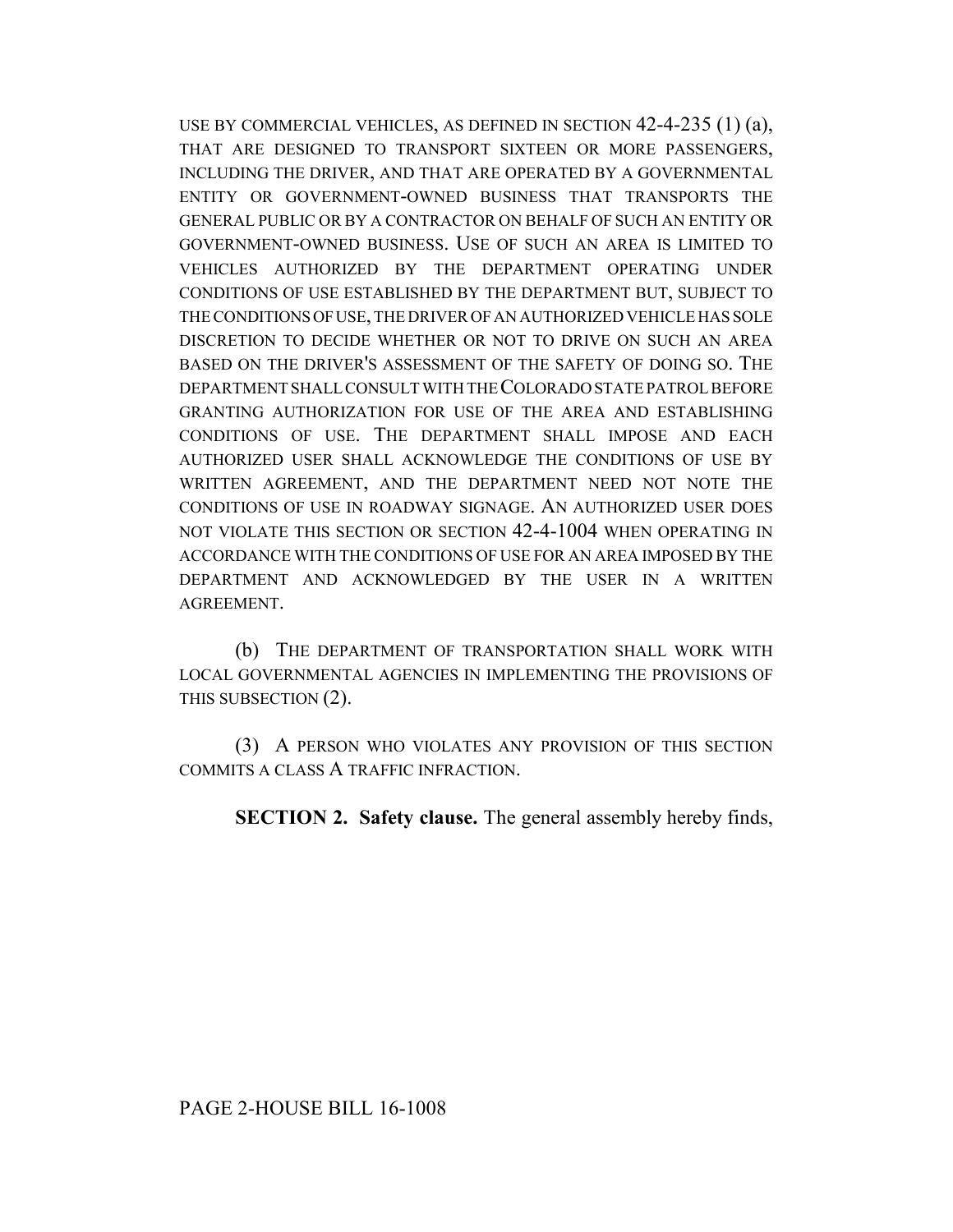USE BY COMMERCIAL VEHICLES, AS DEFINED IN SECTION 42-4-235 (1) (a), THAT ARE DESIGNED TO TRANSPORT SIXTEEN OR MORE PASSENGERS, INCLUDING THE DRIVER, AND THAT ARE OPERATED BY A GOVERNMENTAL ENTITY OR GOVERNMENT-OWNED BUSINESS THAT TRANSPORTS THE GENERAL PUBLIC OR BY A CONTRACTOR ON BEHALF OF SUCH AN ENTITY OR GOVERNMENT-OWNED BUSINESS. USE OF SUCH AN AREA IS LIMITED TO VEHICLES AUTHORIZED BY THE DEPARTMENT OPERATING UNDER CONDITIONS OF USE ESTABLISHED BY THE DEPARTMENT BUT, SUBJECT TO THE CONDITIONS OF USE, THE DRIVER OF AN AUTHORIZED VEHICLE HAS SOLE DISCRETION TO DECIDE WHETHER OR NOT TO DRIVE ON SUCH AN AREA BASED ON THE DRIVER'S ASSESSMENT OF THE SAFETY OF DOING SO. THE DEPARTMENT SHALL CONSULT WITH THE COLORADO STATE PATROL BEFORE GRANTING AUTHORIZATION FOR USE OF THE AREA AND ESTABLISHING CONDITIONS OF USE. THE DEPARTMENT SHALL IMPOSE AND EACH AUTHORIZED USER SHALL ACKNOWLEDGE THE CONDITIONS OF USE BY WRITTEN AGREEMENT, AND THE DEPARTMENT NEED NOT NOTE THE CONDITIONS OF USE IN ROADWAY SIGNAGE. AN AUTHORIZED USER DOES NOT VIOLATE THIS SECTION OR SECTION 42-4-1004 WHEN OPERATING IN ACCORDANCE WITH THE CONDITIONS OF USE FOR AN AREA IMPOSED BY THE DEPARTMENT AND ACKNOWLEDGED BY THE USER IN A WRITTEN AGREEMENT.

(b) THE DEPARTMENT OF TRANSPORTATION SHALL WORK WITH LOCAL GOVERNMENTAL AGENCIES IN IMPLEMENTING THE PROVISIONS OF THIS SUBSECTION (2).

(3) A PERSON WHO VIOLATES ANY PROVISION OF THIS SECTION COMMITS A CLASS A TRAFFIC INFRACTION.

**SECTION 2. Safety clause.** The general assembly hereby finds,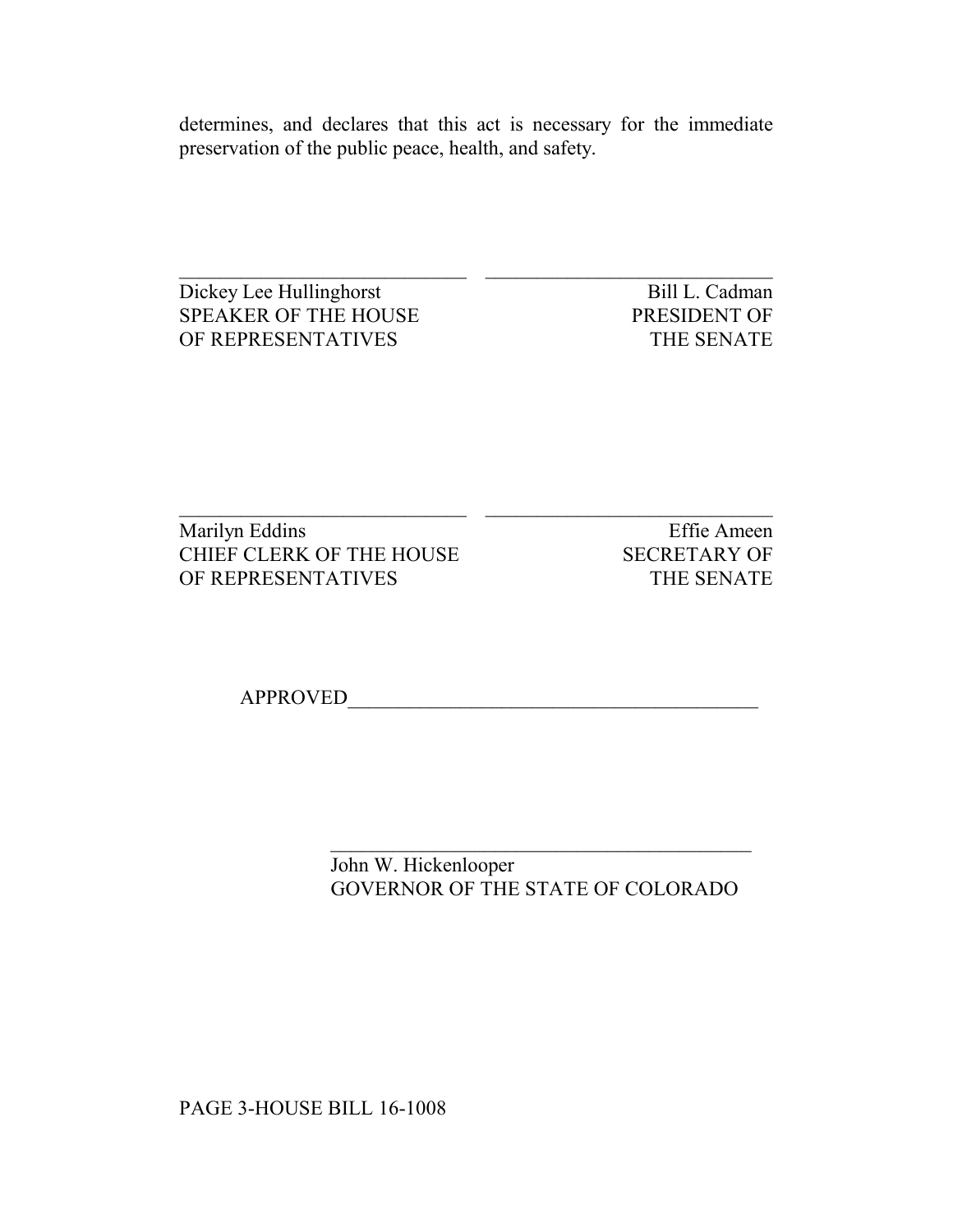determines, and declares that this act is necessary for the immediate preservation of the public peace, health, and safety.

\_\_\_\_\_\_\_\_\_\_\_\_\_\_\_\_\_\_\_\_\_\_\_\_\_\_\_\_
Dickey Lee Hullinghorst
SPEAKER OF THE HOUSE
OF REPRESENTATIVES

\_\_\_\_\_\_\_\_\_\_\_\_\_\_\_\_\_\_\_\_\_\_\_\_\_\_\_\_
Bill L. Cadman
PRESIDENT OF
THE SENATE

\_\_\_\_\_\_\_\_\_\_\_\_\_\_\_\_\_\_\_\_\_\_\_\_\_\_\_\_
Marilyn Eddins
CHIEF CLERK OF THE HOUSE
OF REPRESENTATIVES

\_\_\_\_\_\_\_\_\_\_\_\_\_\_\_\_\_\_\_\_\_\_\_\_\_\_\_\_
Effie Ameen
SECRETARY OF
THE SENATE

APPROVED\_\_\_\_\_\_\_\_\_\_\_\_\_\_\_\_\_\_\_\_\_\_\_\_\_\_\_\_\_\_\_\_\_\_\_\_\_\_\_\_

\_\_\_\_\_\_\_\_\_\_\_\_\_\_\_\_\_\_\_\_\_\_\_\_\_\_\_\_\_\_\_\_\_\_\_\_\_\_\_\_
John W. Hickenlooper
GOVERNOR OF THE STATE OF COLORADO

PAGE 3-HOUSE BILL 16-1008